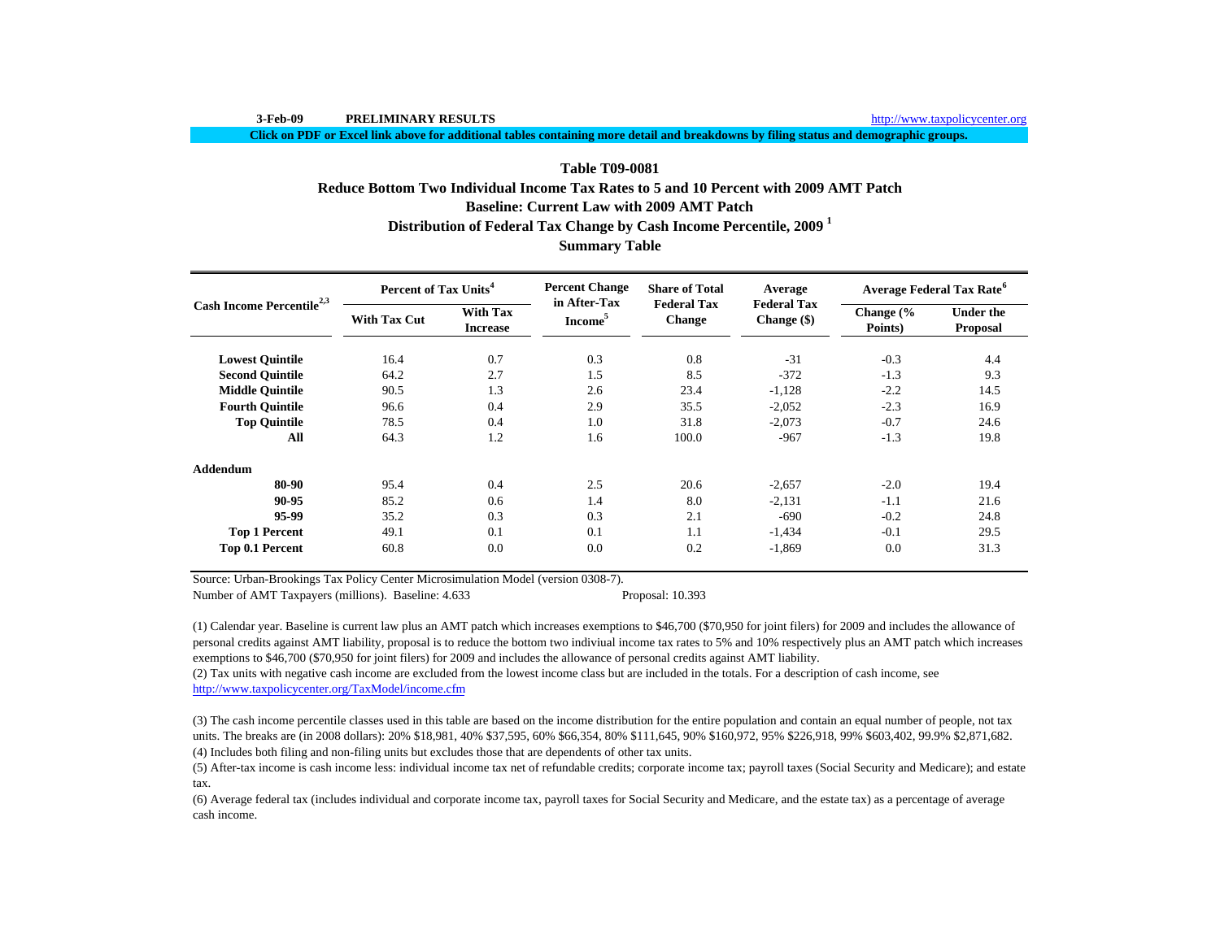3-Feb-09 **PRELIMINARY RESULTS** http://www.taxpolicycenter.org

**Click on PDF or Excel link above for additional tables containing more detail and breakdowns by filing status and demographic groups.**

## Table T09-0081
## Reduce Bottom Two Individual Income Tax Rates to 5 and 10 Percent with 2009 AMT Patch
## Baseline: Current Law with 2009 AMT Patch
## Distribution of Federal Tax Change by Cash Income Percentile, 2009 [1]
## Summary Table

| Cash Income Percentile[2,3] | Percent of Tax Units[4] | | Percent Change in After-Tax Income[5] | Share of Total Federal Tax Change | Average Federal Tax Change ($) | Average Federal Tax Rate[6] | |
|---|---|---|---|---|---|---|---|
| | With Tax Cut | With Tax Increase | | | | Change (% Points) | Under the Proposal |
| **Lowest Quintile** | 16.4 | 0.7 | 0.3 | 0.8 | -31 | -0.3 | 4.4 |
| **Second Quintile** | 64.2 | 2.7 | 1.5 | 8.5 | -372 | -1.3 | 9.3 |
| **Middle Quintile** | 90.5 | 1.3 | 2.6 | 23.4 | -1,128 | -2.2 | 14.5 |
| **Fourth Quintile** | 96.6 | 0.4 | 2.9 | 35.5 | -2,052 | -2.3 | 16.9 |
| **Top Quintile** | 78.5 | 0.4 | 1.0 | 31.8 | -2,073 | -0.7 | 24.6 |
| **All** | 64.3 | 1.2 | 1.6 | 100.0 | -967 | -1.3 | 19.8 |
| **Addendum** | | | | | | | |
| **80-90** | 95.4 | 0.4 | 2.5 | 20.6 | -2,657 | -2.0 | 19.4 |
| **90-95** | 85.2 | 0.6 | 1.4 | 8.0 | -2,131 | -1.1 | 21.6 |
| **95-99** | 35.2 | 0.3 | 0.3 | 2.1 | -690 | -0.2 | 24.8 |
| **Top 1 Percent** | 49.1 | 0.1 | 0.1 | 1.1 | -1,434 | -0.1 | 29.5 |
| **Top 0.1 Percent** | 60.8 | 0.0 | 0.0 | 0.2 | -1,869 | 0.0 | 31.3 |

Source: Urban-Brookings Tax Policy Center Microsimulation Model (version 0308-7).

Number of AMT Taxpayers (millions). Baseline: 4.633 Proposal: 10.393

(1) Calendar year. Baseline is current law plus an AMT patch which increases exemptions to $46,700 ($70,950 for joint filers) for 2009 and includes the allowance of personal credits against AMT liability, proposal is to reduce the bottom two indiviual income tax rates to 5% and 10% respectively plus an AMT patch which increases exemptions to $46,700 ($70,950 for joint filers) for 2009 and includes the allowance of personal credits against AMT liability.

(2) Tax units with negative cash income are excluded from the lowest income class but are included in the totals. For a description of cash income, see http://www.taxpolicycenter.org/TaxModel/income.cfm

(3) The cash income percentile classes used in this table are based on the income distribution for the entire population and contain an equal number of people, not tax units. The breaks are (in 2008 dollars): 20% $18,981, 40% $37,595, 60% $66,354, 80% $111,645, 90% $160,972, 95% $226,918, 99% $603,402, 99.9% $2,871,682.

(4) Includes both filing and non-filing units but excludes those that are dependents of other tax units.

(5) After-tax income is cash income less: individual income tax net of refundable credits; corporate income tax; payroll taxes (Social Security and Medicare); and estate tax.

(6) Average federal tax (includes individual and corporate income tax, payroll taxes for Social Security and Medicare, and the estate tax) as a percentage of average cash income.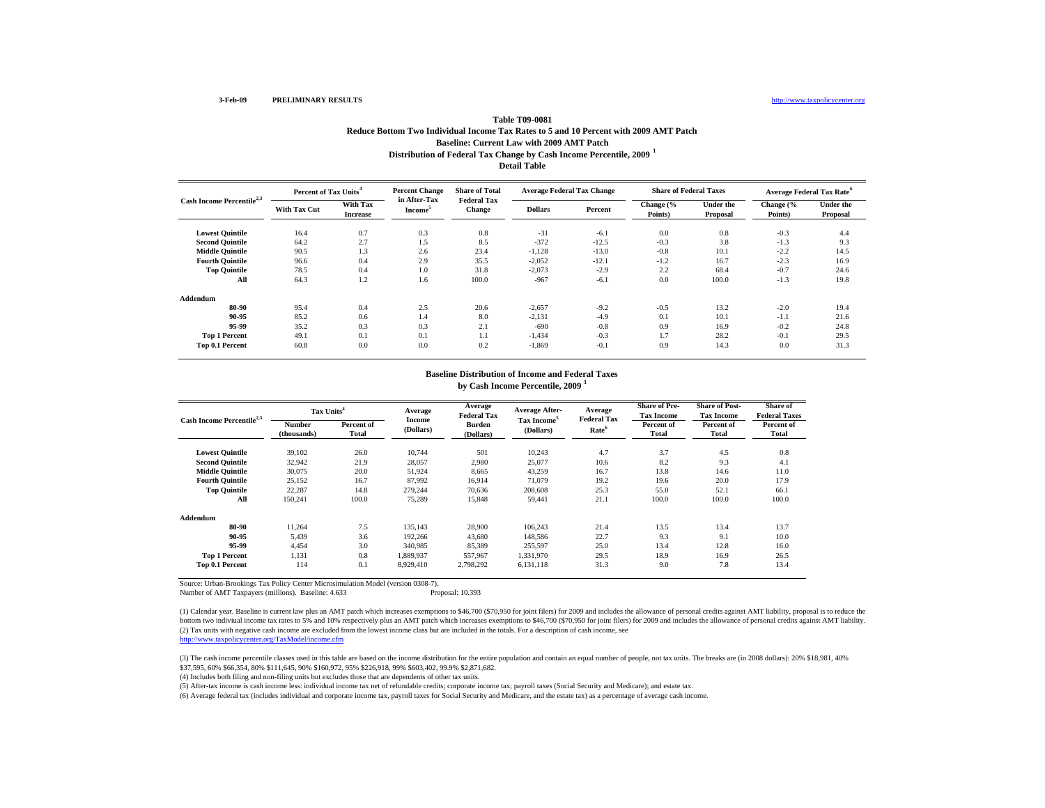3-Feb-09 **PRELIMINARY RESULTS** http://www.taxpolicycenter.org

## Table T09-0081
### Reduce Bottom Two Individual Income Tax Rates to 5 and 10 Percent with 2009 AMT Patch
### Baseline: Current Law with 2009 AMT Patch
### Distribution of Federal Tax Change by Cash Income Percentile, 2009 [1]
### Detail Table

| Cash Income Percentile[2,3] | Percent of Tax Units[4] | | Percent Change in After-Tax Income[5] | Share of Total Federal Tax Change | Average Federal Tax Change | | Share of Federal Taxes | | Average Federal Tax Rate[6] | |
|---|---|---|---|---|---|---|---|---|---|---|
| | With Tax Cut | With Tax Increase | | | Dollars | Percent | Change (% Points) | Under the Proposal | Change (% Points) | Under the Proposal |
| Lowest Quintile | 16.4 | 0.7 | 0.3 | 0.8 | -31 | -6.1 | 0.0 | 0.8 | -0.3 | 4.4 |
| Second Quintile | 64.2 | 2.7 | 1.5 | 8.5 | -372 | -12.5 | -0.3 | 3.8 | -1.3 | 9.3 |
| Middle Quintile | 90.5 | 1.3 | 2.6 | 23.4 | -1,128 | -13.0 | -0.8 | 10.1 | -2.2 | 14.5 |
| Fourth Quintile | 96.6 | 0.4 | 2.9 | 35.5 | -2,052 | -12.1 | -1.2 | 16.7 | -2.3 | 16.9 |
| Top Quintile | 78.5 | 0.4 | 1.0 | 31.8 | -2,073 | -2.9 | 2.2 | 68.4 | -0.7 | 24.6 |
| All | 64.3 | 1.2 | 1.6 | 100.0 | -967 | -6.1 | 0.0 | 100.0 | -1.3 | 19.8 |
| **Addendum** | | | | | | | | | | |
| 80-90 | 95.4 | 0.4 | 2.5 | 20.6 | -2,657 | -9.2 | -0.5 | 13.2 | -2.0 | 19.4 |
| 90-95 | 85.2 | 0.6 | 1.4 | 8.0 | -2,131 | -4.9 | 0.1 | 10.1 | -1.1 | 21.6 |
| 95-99 | 35.2 | 0.3 | 0.3 | 2.1 | -690 | -0.8 | 0.9 | 16.9 | -0.2 | 24.8 |
| Top 1 Percent | 49.1 | 0.1 | 0.1 | 1.1 | -1,434 | -0.3 | 1.7 | 28.2 | -0.1 | 29.5 |
| Top 0.1 Percent | 60.8 | 0.0 | 0.0 | 0.2 | -1,869 | -0.1 | 0.9 | 14.3 | 0.0 | 31.3 |

### Baseline Distribution of Income and Federal Taxes by Cash Income Percentile, 2009 [1]

| Cash Income Percentile[2,3] | Tax Units[4] | | Average Income (Dollars) | Average Federal Tax Burden (Dollars) | Average After-Tax Income[5] (Dollars) | Average Federal Tax Rate[6] | Share of Pre-Tax Income | Share of Post-Tax Income | Share of Federal Taxes |
|---|---|---|---|---|---|---|---|---|---|
| | Number (thousands) | Percent of Total | | | | | Percent of Total | Percent of Total | Percent of Total |
| Lowest Quintile | 39,102 | 26.0 | 10,744 | 501 | 10,243 | 4.7 | 3.7 | 4.5 | 0.8 |
| Second Quintile | 32,942 | 21.9 | 28,057 | 2,980 | 25,077 | 10.6 | 8.2 | 9.3 | 4.1 |
| Middle Quintile | 30,075 | 20.0 | 51,924 | 8,665 | 43,259 | 16.7 | 13.8 | 14.6 | 11.0 |
| Fourth Quintile | 25,152 | 16.7 | 87,992 | 16,914 | 71,079 | 19.2 | 19.6 | 20.0 | 17.9 |
| Top Quintile | 22,287 | 14.8 | 279,244 | 70,636 | 208,608 | 25.3 | 55.0 | 52.1 | 66.1 |
| All | 150,241 | 100.0 | 75,289 | 15,848 | 59,441 | 21.1 | 100.0 | 100.0 | 100.0 |
| **Addendum** | | | | | | | | | |
| 80-90 | 11,264 | 7.5 | 135,143 | 28,900 | 106,243 | 21.4 | 13.5 | 13.4 | 13.7 |
| 90-95 | 5,439 | 3.6 | 192,266 | 43,680 | 148,586 | 22.7 | 9.3 | 9.1 | 10.0 |
| 95-99 | 4,454 | 3.0 | 340,985 | 85,389 | 255,597 | 25.0 | 13.4 | 12.8 | 16.0 |
| Top 1 Percent | 1,131 | 0.8 | 1,889,937 | 557,967 | 1,331,970 | 29.5 | 18.9 | 16.9 | 26.5 |
| Top 0.1 Percent | 114 | 0.1 | 8,929,410 | 2,798,292 | 6,131,118 | 31.3 | 9.0 | 7.8 | 13.4 |

Source: Urban-Brookings Tax Policy Center Microsimulation Model (version 0308-7).

Number of AMT Taxpayers (millions). Baseline: 4.633 Proposal: 10.393

(1) Calendar year. Baseline is current law plus an AMT patch which increases exemptions to $46,700 ($70,950 for joint filers) for 2009 and includes the allowance of personal credits against AMT liability, proposal is to reduce the bottom two indiviual income tax rates to 5% and 10% respectively plus an AMT patch which increases exemptions to $46,700 ($70,950 for joint filers) for 2009 and includes the allowance of personal credits against AMT liability.

(2) Tax units with negative cash income are excluded from the lowest income class but are included in the totals. For a description of cash income, see http://www.taxpolicycenter.org/TaxModel/income.cfm

(3) The cash income percentile classes used in this table are based on the income distribution for the entire population and contain an equal number of people, not tax units. The breaks are (in 2008 dollars): 20% $18,981, 40% $37,595, 60% $66,354, 80% $111,645, 90% $160,972, 95% $226,918, 99% $603,402, 99.9% $2,871,682.

(4) Includes both filing and non-filing units but excludes those that are dependents of other tax units.

(5) After-tax income is cash income less: individual income tax net of refundable credits; corporate income tax; payroll taxes (Social Security and Medicare); and estate tax.

(6) Average federal tax (includes individual and corporate income tax, payroll taxes for Social Security and Medicare, and the estate tax) as a percentage of average cash income.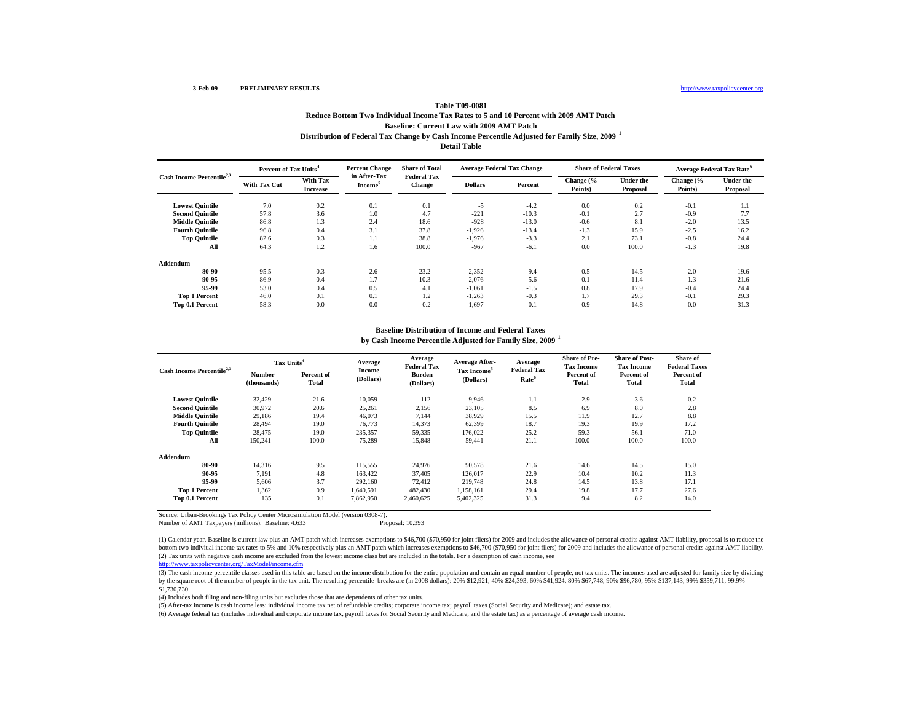3-Feb-09 **PRELIMINARY RESULTS** http://www.taxpolicycenter.org

## Table T09-0081

### Reduce Bottom Two Individual Income Tax Rates to 5 and 10 Percent with 2009 AMT Patch

### Baseline: Current Law with 2009 AMT Patch

### Distribution of Federal Tax Change by Cash Income Percentile Adjusted for Family Size, 2009 [1]

### Detail Table

| Cash Income Percentile[2,3] | Percent of Tax Units[4] | | Percent Change in After-Tax Income[5] | Share of Total Federal Tax Change | Average Federal Tax Change | | Share of Federal Taxes | | Average Federal Tax Rate[6] | |
|---|---|---|---|---|---|---|---|---|---|---|
| | With Tax Cut | With Tax Increase | | | Dollars | Percent | Change (% Points) | Under the Proposal | Change (% Points) | Under the Proposal |
| Lowest Quintile | 7.0 | 0.2 | 0.1 | 0.1 | -5 | -4.2 | 0.0 | 0.2 | -0.1 | 1.1 |
| Second Quintile | 57.8 | 3.6 | 1.0 | 4.7 | -221 | -10.3 | -0.1 | 2.7 | -0.9 | 7.7 |
| Middle Quintile | 86.8 | 1.3 | 2.4 | 18.6 | -928 | -13.0 | -0.6 | 8.1 | -2.0 | 13.5 |
| Fourth Quintile | 96.8 | 0.4 | 3.1 | 37.8 | -1,926 | -13.4 | -1.3 | 15.9 | -2.5 | 16.2 |
| Top Quintile | 82.6 | 0.3 | 1.1 | 38.8 | -1,976 | -3.3 | 2.1 | 73.1 | -0.8 | 24.4 |
| All | 64.3 | 1.2 | 1.6 | 100.0 | -967 | -6.1 | 0.0 | 100.0 | -1.3 | 19.8 |
| **Addendum** | | | | | | | | | | |
| 80-90 | 95.5 | 0.3 | 2.6 | 23.2 | -2,352 | -9.4 | -0.5 | 14.5 | -2.0 | 19.6 |
| 90-95 | 86.9 | 0.4 | 1.7 | 10.3 | -2,076 | -5.6 | 0.1 | 11.4 | -1.3 | 21.6 |
| 95-99 | 53.0 | 0.4 | 0.5 | 4.1 | -1,061 | -1.5 | 0.8 | 17.9 | -0.4 | 24.4 |
| Top 1 Percent | 46.0 | 0.1 | 0.1 | 1.2 | -1,263 | -0.3 | 1.7 | 29.3 | -0.1 | 29.3 |
| Top 0.1 Percent | 58.3 | 0.0 | 0.0 | 0.2 | -1,697 | -0.1 | 0.9 | 14.8 | 0.0 | 31.3 |

### Baseline Distribution of Income and Federal Taxes by Cash Income Percentile Adjusted for Family Size, 2009 [1]

| Cash Income Percentile[2,3] | Tax Units[4] | | Average Income (Dollars) | Average Federal Tax Burden (Dollars) | Average After-Tax Income[5] (Dollars) | Average Federal Tax Rate[6] | Share of Pre-Tax Income | Share of Post-Tax Income | Share of Federal Taxes |
|---|---|---|---|---|---|---|---|---|---|
| | Number (thousands) | Percent of Total | | | | | Percent of Total | Percent of Total | Percent of Total |
| Lowest Quintile | 32,429 | 21.6 | 10,059 | 112 | 9,946 | 1.1 | 2.9 | 3.6 | 0.2 |
| Second Quintile | 30,972 | 20.6 | 25,261 | 2,156 | 23,105 | 8.5 | 6.9 | 8.0 | 2.8 |
| Middle Quintile | 29,186 | 19.4 | 46,073 | 7,144 | 38,929 | 15.5 | 11.9 | 12.7 | 8.8 |
| Fourth Quintile | 28,494 | 19.0 | 76,773 | 14,373 | 62,399 | 18.7 | 19.3 | 19.9 | 17.2 |
| Top Quintile | 28,475 | 19.0 | 235,357 | 59,335 | 176,022 | 25.2 | 59.3 | 56.1 | 71.0 |
| All | 150,241 | 100.0 | 75,289 | 15,848 | 59,441 | 21.1 | 100.0 | 100.0 | 100.0 |
| **Addendum** | | | | | | | | | |
| 80-90 | 14,316 | 9.5 | 115,555 | 24,976 | 90,578 | 21.6 | 14.6 | 14.5 | 15.0 |
| 90-95 | 7,191 | 4.8 | 163,422 | 37,405 | 126,017 | 22.9 | 10.4 | 10.2 | 11.3 |
| 95-99 | 5,606 | 3.7 | 292,160 | 72,412 | 219,748 | 24.8 | 14.5 | 13.8 | 17.1 |
| Top 1 Percent | 1,362 | 0.9 | 1,640,591 | 482,430 | 1,158,161 | 29.4 | 19.8 | 17.7 | 27.6 |
| Top 0.1 Percent | 135 | 0.1 | 7,862,950 | 2,460,625 | 5,402,325 | 31.3 | 9.4 | 8.2 | 14.0 |

Source: Urban-Brookings Tax Policy Center Microsimulation Model (version 0308-7).

Number of AMT Taxpayers (millions). Baseline: 4.633 Proposal: 10.393

(1) Calendar year. Baseline is current law plus an AMT patch which increases exemptions to $46,700 ($70,950 for joint filers) for 2009 and includes the allowance of personal credits against AMT liability, proposal is to reduce the bottom two indiviual income tax rates to 5% and 10% respectively plus an AMT patch which increases exemptions to $46,700 ($70,950 for joint filers) for 2009 and includes the allowance of personal credits against AMT liability.

(2) Tax units with negative cash income are excluded from the lowest income class but are included in the totals. For a description of cash income, see http://www.taxpolicycenter.org/TaxModel/income.cfm

(3) The cash income percentile classes used in this table are based on the income distribution for the entire population and contain an equal number of people, not tax units. The incomes used are adjusted for family size by dividing by the square root of the number of people in the tax unit. The resulting percentile breaks are (in 2008 dollars): 20% $12,921, 40% $24,393, 60% $41,924, 80% $67,748, 90% $96,780, 95% $137,143, 99% $359,711, 99.9% $1,730,730.

(4) Includes both filing and non-filing units but excludes those that are dependents of other tax units.

(5) After-tax income is cash income less: individual income tax net of refundable credits; corporate income tax; payroll taxes (Social Security and Medicare); and estate tax.

(6) Average federal tax (includes individual and corporate income tax, payroll taxes for Social Security and Medicare, and the estate tax) as a percentage of average cash income.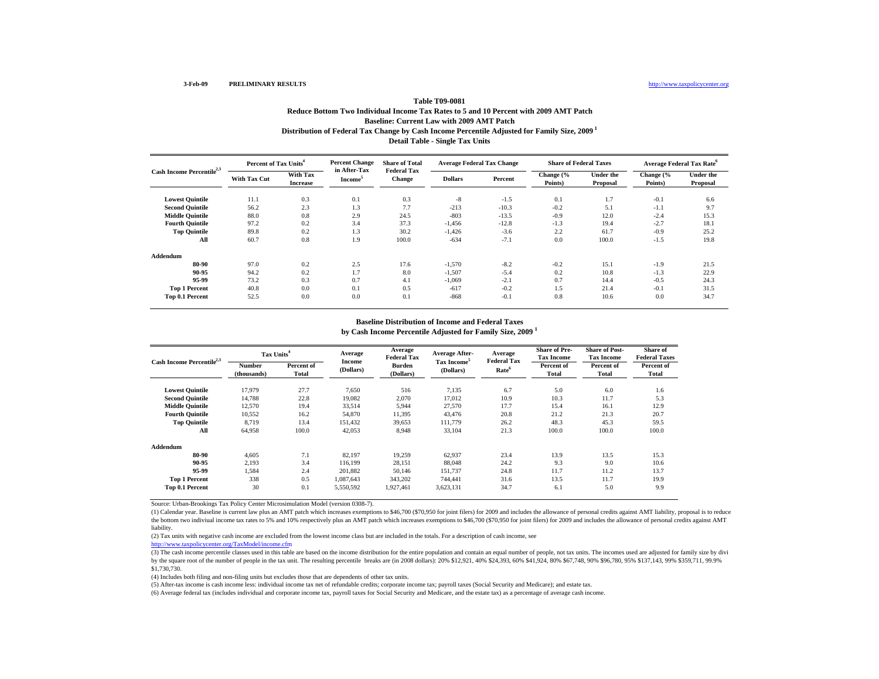3-Feb-09 **PRELIMINARY RESULTS** http://www.taxpolicycenter.org

### Table T09-0081
### Reduce Bottom Two Individual Income Tax Rates to 5 and 10 Percent with 2009 AMT Patch
### Baseline: Current Law with 2009 AMT Patch
### Distribution of Federal Tax Change by Cash Income Percentile Adjusted for Family Size, 2009 [1]
### Detail Table - Single Tax Units

| Cash Income Percentile[2,3] | Percent of Tax Units[4] | | Percent Change in After-Tax Income[5] | Share of Total Federal Tax Change | Average Federal Tax Change | | Share of Federal Taxes | | Average Federal Tax Rate[6] | |
|---|---|---|---|---|---|---|---|---|---|---|
| | With Tax Cut | With Tax Increase | | | Dollars | Percent | Change (% Points) | Under the Proposal | Change (% Points) | Under the Proposal |
| Lowest Quintile | 11.1 | 0.3 | 0.1 | 0.3 | -8 | -1.5 | 0.1 | 1.7 | -0.1 | 6.6 |
| Second Quintile | 56.2 | 2.3 | 1.3 | 7.7 | -213 | -10.3 | -0.2 | 5.1 | -1.1 | 9.7 |
| Middle Quintile | 88.0 | 0.8 | 2.9 | 24.5 | -803 | -13.5 | -0.9 | 12.0 | -2.4 | 15.3 |
| Fourth Quintile | 97.2 | 0.2 | 3.4 | 37.3 | -1,456 | -12.8 | -1.3 | 19.4 | -2.7 | 18.1 |
| Top Quintile | 89.8 | 0.2 | 1.3 | 30.2 | -1,426 | -3.6 | 2.2 | 61.7 | -0.9 | 25.2 |
| All | 60.7 | 0.8 | 1.9 | 100.0 | -634 | -7.1 | 0.0 | 100.0 | -1.5 | 19.8 |
| **Addendum** | | | | | | | | | | |
| 80-90 | 97.0 | 0.2 | 2.5 | 17.6 | -1,570 | -8.2 | -0.2 | 15.1 | -1.9 | 21.5 |
| 90-95 | 94.2 | 0.2 | 1.7 | 8.0 | -1,507 | -5.4 | 0.2 | 10.8 | -1.3 | 22.9 |
| 95-99 | 73.2 | 0.3 | 0.7 | 4.1 | -1,069 | -2.1 | 0.7 | 14.4 | -0.5 | 24.3 |
| Top 1 Percent | 40.8 | 0.0 | 0.1 | 0.5 | -617 | -0.2 | 1.5 | 21.4 | -0.1 | 31.5 |
| Top 0.1 Percent | 52.5 | 0.0 | 0.0 | 0.1 | -868 | -0.1 | 0.8 | 10.6 | 0.0 | 34.7 |

### Baseline Distribution of Income and Federal Taxes
### by Cash Income Percentile Adjusted for Family Size, 2009 [1]

| Cash Income Percentile[2,3] | Tax Units[4] | | Average Income (Dollars) | Average Federal Tax Burden (Dollars) | Average After-Tax Income[5] (Dollars) | Average Federal Tax Rate[6] | Share of Pre-Tax Income | Share of Post-Tax Income | Share of Federal Taxes |
|---|---|---|---|---|---|---|---|---|---|
| | Number (thousands) | Percent of Total | | | | | Percent of Total | Percent of Total | Percent of Total |
| Lowest Quintile | 17,979 | 27.7 | 7,650 | 516 | 7,135 | 6.7 | 5.0 | 6.0 | 1.6 |
| Second Quintile | 14,788 | 22.8 | 19,082 | 2,070 | 17,012 | 10.9 | 10.3 | 11.7 | 5.3 |
| Middle Quintile | 12,570 | 19.4 | 33,514 | 5,944 | 27,570 | 17.7 | 15.4 | 16.1 | 12.9 |
| Fourth Quintile | 10,552 | 16.2 | 54,870 | 11,395 | 43,476 | 20.8 | 21.2 | 21.3 | 20.7 |
| Top Quintile | 8,719 | 13.4 | 151,432 | 39,653 | 111,779 | 26.2 | 48.3 | 45.3 | 59.5 |
| All | 64,958 | 100.0 | 42,053 | 8,948 | 33,104 | 21.3 | 100.0 | 100.0 | 100.0 |
| **Addendum** | | | | | | | | | |
| 80-90 | 4,605 | 7.1 | 82,197 | 19,259 | 62,937 | 23.4 | 13.9 | 13.5 | 15.3 |
| 90-95 | 2,193 | 3.4 | 116,199 | 28,151 | 88,048 | 24.2 | 9.3 | 9.0 | 10.6 |
| 95-99 | 1,584 | 2.4 | 201,882 | 50,146 | 151,737 | 24.8 | 11.7 | 11.2 | 13.7 |
| Top 1 Percent | 338 | 0.5 | 1,087,643 | 343,202 | 744,441 | 31.6 | 13.5 | 11.7 | 19.9 |
| Top 0.1 Percent | 30 | 0.1 | 5,550,592 | 1,927,461 | 3,623,131 | 34.7 | 6.1 | 5.0 | 9.9 |

Source: Urban-Brookings Tax Policy Center Microsimulation Model (version 0308-7).

(1) Calendar year. Baseline is current law plus an AMT patch which increases exemptions to $46,700 ($70,950 for joint filers) for 2009 and includes the allowance of personal credits against AMT liability, proposal is to reduce the bottom two indiviual income tax rates to 5% and 10% respectively plus an AMT patch which increases exemptions to $46,700 ($70,950 for joint filers) for 2009 and includes the allowance of personal credits against AMT liability.

(2) Tax units with negative cash income are excluded from the lowest income class but are included in the totals. For a description of cash income, see http://www.taxpolicycenter.org/TaxModel/income.cfm

(3) The cash income percentile classes used in this table are based on the income distribution for the entire population and contain an equal number of people, not tax units. The incomes used are adjusted for family size by divi by the square root of the number of people in the tax unit. The resulting percentile breaks are (in 2008 dollars): 20% $12,921, 40% $24,393, 60% $41,924, 80% $67,748, 90% $96,780, 95% $137,143, 99% $359,711, 99.9% $1,730,730.

(4) Includes both filing and non-filing units but excludes those that are dependents of other tax units.

(5) After-tax income is cash income less: individual income tax net of refundable credits; corporate income tax; payroll taxes (Social Security and Medicare); and estate tax.

(6) Average federal tax (includes individual and corporate income tax, payroll taxes for Social Security and Medicare, and the estate tax) as a percentage of average cash income.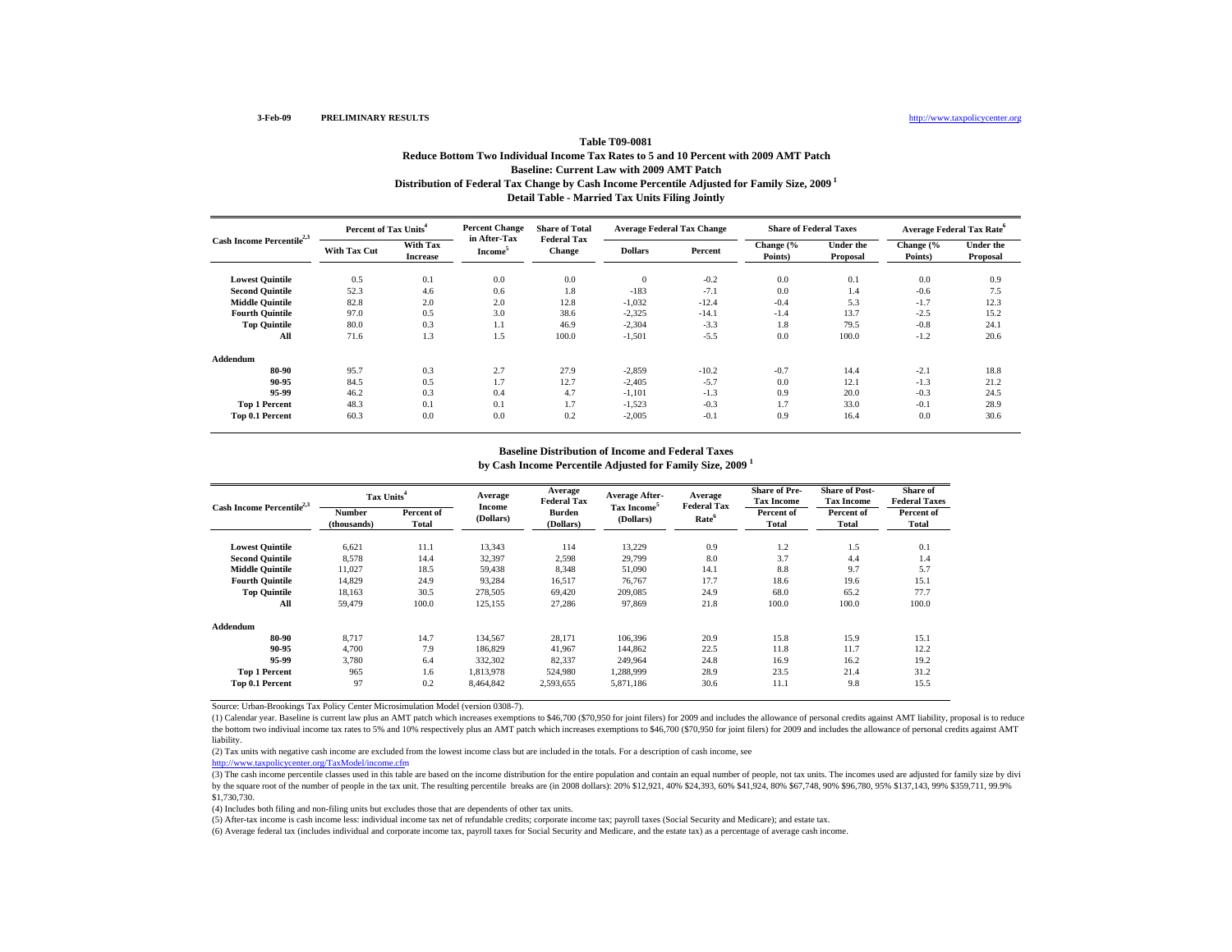3-Feb-09 PRELIMINARY RESULTS http://www.taxpolicycenter.org

### Table T09-0081

### Reduce Bottom Two Individual Income Tax Rates to 5 and 10 Percent with 2009 AMT Patch

### Baseline: Current Law with 2009 AMT Patch

### Distribution of Federal Tax Change by Cash Income Percentile Adjusted for Family Size, 2009 [1]

### Detail Table - Married Tax Units Filing Jointly

| Cash Income Percentile[2,3] | Percent of Tax Units[4] | | Percent Change in After-Tax Income[5] | Share of Total Federal Tax Change | Average Federal Tax Change | | Share of Federal Taxes | | Average Federal Tax Rate[6] | |
|---|---|---|---|---|---|---|---|---|---|---|
| | With Tax Cut | With Tax Increase | | | Dollars | Percent | Change (% Points) | Under the Proposal | Change (% Points) | Under the Proposal |
| Lowest Quintile | 0.5 | 0.1 | 0.0 | 0.0 | 0 | -0.2 | 0.0 | 0.1 | 0.0 | 0.9 |
| Second Quintile | 52.3 | 4.6 | 0.6 | 1.8 | -183 | -7.1 | 0.0 | 1.4 | -0.6 | 7.5 |
| Middle Quintile | 82.8 | 2.0 | 2.0 | 12.8 | -1,032 | -12.4 | -0.4 | 5.3 | -1.7 | 12.3 |
| Fourth Quintile | 97.0 | 0.5 | 3.0 | 38.6 | -2,325 | -14.1 | -1.4 | 13.7 | -2.5 | 15.2 |
| Top Quintile | 80.0 | 0.3 | 1.1 | 46.9 | -2,304 | -3.3 | 1.8 | 79.5 | -0.8 | 24.1 |
| All | 71.6 | 1.3 | 1.5 | 100.0 | -1,501 | -5.5 | 0.0 | 100.0 | -1.2 | 20.6 |
| **Addendum** | | | | | | | | | | |
| 80-90 | 95.7 | 0.3 | 2.7 | 27.9 | -2,859 | -10.2 | -0.7 | 14.4 | -2.1 | 18.8 |
| 90-95 | 84.5 | 0.5 | 1.7 | 12.7 | -2,405 | -5.7 | 0.0 | 12.1 | -1.3 | 21.2 |
| 95-99 | 46.2 | 0.3 | 0.4 | 4.7 | -1,101 | -1.3 | 0.9 | 20.0 | -0.3 | 24.5 |
| Top 1 Percent | 48.3 | 0.1 | 0.1 | 1.7 | -1,523 | -0.3 | 1.7 | 33.0 | -0.1 | 28.9 |
| Top 0.1 Percent | 60.3 | 0.0 | 0.0 | 0.2 | -2,005 | -0.1 | 0.9 | 16.4 | 0.0 | 30.6 |

### Baseline Distribution of Income and Federal Taxes by Cash Income Percentile Adjusted for Family Size, 2009 [1]

| Cash Income Percentile[2,3] | Tax Units[4] | | Average Income (Dollars) | Average Federal Tax Burden (Dollars) | Average After-Tax Income[5] (Dollars) | Average Federal Tax Rate[6] | Share of Pre-Tax Income | Share of Post-Tax Income | Share of Federal Taxes |
|---|---|---|---|---|---|---|---|---|---|
| | Number (thousands) | Percent of Total | | | | | Percent of Total | Percent of Total | Percent of Total |
| Lowest Quintile | 6,621 | 11.1 | 13,343 | 114 | 13,229 | 0.9 | 1.2 | 1.5 | 0.1 |
| Second Quintile | 8,578 | 14.4 | 32,397 | 2,598 | 29,799 | 8.0 | 3.7 | 4.4 | 1.4 |
| Middle Quintile | 11,027 | 18.5 | 59,438 | 8,348 | 51,090 | 14.1 | 8.8 | 9.7 | 5.7 |
| Fourth Quintile | 14,829 | 24.9 | 93,284 | 16,517 | 76,767 | 17.7 | 18.6 | 19.6 | 15.1 |
| Top Quintile | 18,163 | 30.5 | 278,505 | 69,420 | 209,085 | 24.9 | 68.0 | 65.2 | 77.7 |
| All | 59,479 | 100.0 | 125,155 | 27,286 | 97,869 | 21.8 | 100.0 | 100.0 | 100.0 |
| **Addendum** | | | | | | | | | |
| 80-90 | 8,717 | 14.7 | 134,567 | 28,171 | 106,396 | 20.9 | 15.8 | 15.9 | 15.1 |
| 90-95 | 4,700 | 7.9 | 186,829 | 41,967 | 144,862 | 22.5 | 11.8 | 11.7 | 12.2 |
| 95-99 | 3,780 | 6.4 | 332,302 | 82,337 | 249,964 | 24.8 | 16.9 | 16.2 | 19.2 |
| Top 1 Percent | 965 | 1.6 | 1,813,978 | 524,980 | 1,288,999 | 28.9 | 23.5 | 21.4 | 31.2 |
| Top 0.1 Percent | 97 | 0.2 | 8,464,842 | 2,593,655 | 5,871,186 | 30.6 | 11.1 | 9.8 | 15.5 |

Source: Urban-Brookings Tax Policy Center Microsimulation Model (version 0308-7).

(1) Calendar year. Baseline is current law plus an AMT patch which increases exemptions to $46,700 ($70,950 for joint filers) for 2009 and includes the allowance of personal credits against AMT liability, proposal is to reduce the bottom two indiviual income tax rates to 5% and 10% respectively plus an AMT patch which increases exemptions to $46,700 ($70,950 for joint filers) for 2009 and includes the allowance of personal credits against AMT liability.

(2) Tax units with negative cash income are excluded from the lowest income class but are included in the totals. For a description of cash income, see http://www.taxpolicycenter.org/TaxModel/income.cfm

(3) The cash income percentile classes used in this table are based on the income distribution for the entire population and contain an equal number of people, not tax units. The incomes used are adjusted for family size by divi by the square root of the number of people in the tax unit. The resulting percentile breaks are (in 2008 dollars): 20% $12,921, 40% $24,393, 60% $41,924, 80% $67,748, 90% $96,780, 95% $137,143, 99% $359,711, 99.9% $1,730,730.

(4) Includes both filing and non-filing units but excludes those that are dependents of other tax units.

(5) After-tax income is cash income less: individual income tax net of refundable credits; corporate income tax; payroll taxes (Social Security and Medicare); and estate tax.

(6) Average federal tax (includes individual and corporate income tax, payroll taxes for Social Security and Medicare, and the estate tax) as a percentage of average cash income.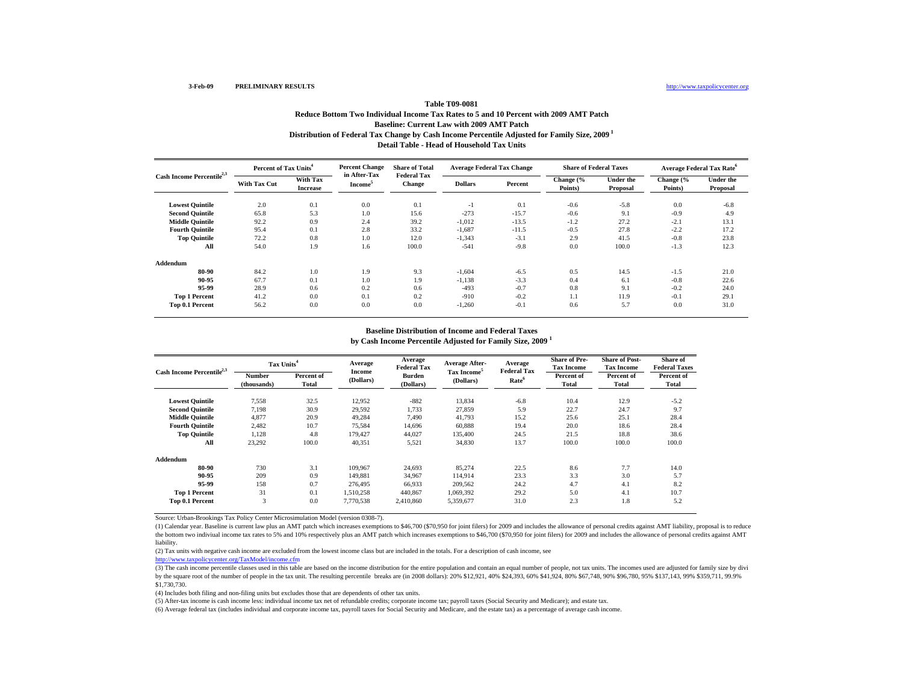3-Feb-09 **PRELIMINARY RESULTS** http://www.taxpolicycenter.org

## Table T09-0081
### Reduce Bottom Two Individual Income Tax Rates to 5 and 10 Percent with 2009 AMT Patch
### Baseline: Current Law with 2009 AMT Patch
### Distribution of Federal Tax Change by Cash Income Percentile Adjusted for Family Size, 2009 [1]
### Detail Table - Head of Household Tax Units

| Cash Income Percentile[2,3] | Percent of Tax Units[4] | | Percent Change in After-Tax Income[5] | Share of Total Federal Tax Change | Average Federal Tax Change | | Share of Federal Taxes | | Average Federal Tax Rate[6] | |
|---|---|---|---|---|---|---|---|---|---|---|
| | With Tax Cut | With Tax Increase | | | Dollars | Percent | Change (% Points) | Under the Proposal | Change (% Points) | Under the Proposal |
| Lowest Quintile | 2.0 | 0.1 | 0.0 | 0.1 | -1 | 0.1 | -0.6 | -5.8 | 0.0 | -6.8 |
| Second Quintile | 65.8 | 5.3 | 1.0 | 15.6 | -273 | -15.7 | -0.6 | 9.1 | -0.9 | 4.9 |
| Middle Quintile | 92.2 | 0.9 | 2.4 | 39.2 | -1,012 | -13.5 | -1.2 | 27.2 | -2.1 | 13.1 |
| Fourth Quintile | 95.4 | 0.1 | 2.8 | 33.2 | -1,687 | -11.5 | -0.5 | 27.8 | -2.2 | 17.2 |
| Top Quintile | 72.2 | 0.8 | 1.0 | 12.0 | -1,343 | -3.1 | 2.9 | 41.5 | -0.8 | 23.8 |
| All | 54.0 | 1.9 | 1.6 | 100.0 | -541 | -9.8 | 0.0 | 100.0 | -1.3 | 12.3 |
| **Addendum** | | | | | | | | | | |
| 80-90 | 84.2 | 1.0 | 1.9 | 9.3 | -1,604 | -6.5 | 0.5 | 14.5 | -1.5 | 21.0 |
| 90-95 | 67.7 | 0.1 | 1.0 | 1.9 | -1,138 | -3.3 | 0.4 | 6.1 | -0.8 | 22.6 |
| 95-99 | 28.9 | 0.6 | 0.2 | 0.6 | -493 | -0.7 | 0.8 | 9.1 | -0.2 | 24.0 |
| Top 1 Percent | 41.2 | 0.0 | 0.1 | 0.2 | -910 | -0.2 | 1.1 | 11.9 | -0.1 | 29.1 |
| Top 0.1 Percent | 56.2 | 0.0 | 0.0 | 0.0 | -1,260 | -0.1 | 0.6 | 5.7 | 0.0 | 31.0 |

### Baseline Distribution of Income and Federal Taxes
### by Cash Income Percentile Adjusted for Family Size, 2009 [1]

| Cash Income Percentile[2,3] | Tax Units[4] | | Average Income (Dollars) | Average Federal Tax Burden (Dollars) | Average After-Tax Income[5] (Dollars) | Average Federal Tax Rate[6] | Share of Pre-Tax Income | Share of Post-Tax Income | Share of Federal Taxes |
|---|---|---|---|---|---|---|---|---|---|
| | Number (thousands) | Percent of Total | | | | | Percent of Total | Percent of Total | Percent of Total |
| Lowest Quintile | 7,558 | 32.5 | 12,952 | -882 | 13,834 | -6.8 | 10.4 | 12.9 | -5.2 |
| Second Quintile | 7,198 | 30.9 | 29,592 | 1,733 | 27,859 | 5.9 | 22.7 | 24.7 | 9.7 |
| Middle Quintile | 4,877 | 20.9 | 49,284 | 7,490 | 41,793 | 15.2 | 25.6 | 25.1 | 28.4 |
| Fourth Quintile | 2,482 | 10.7 | 75,584 | 14,696 | 60,888 | 19.4 | 20.0 | 18.6 | 28.4 |
| Top Quintile | 1,128 | 4.8 | 179,427 | 44,027 | 135,400 | 24.5 | 21.5 | 18.8 | 38.6 |
| All | 23,292 | 100.0 | 40,351 | 5,521 | 34,830 | 13.7 | 100.0 | 100.0 | 100.0 |
| **Addendum** | | | | | | | | | |
| 80-90 | 730 | 3.1 | 109,967 | 24,693 | 85,274 | 22.5 | 8.6 | 7.7 | 14.0 |
| 90-95 | 209 | 0.9 | 149,881 | 34,967 | 114,914 | 23.3 | 3.3 | 3.0 | 5.7 |
| 95-99 | 158 | 0.7 | 276,495 | 66,933 | 209,562 | 24.2 | 4.7 | 4.1 | 8.2 |
| Top 1 Percent | 31 | 0.1 | 1,510,258 | 440,867 | 1,069,392 | 29.2 | 5.0 | 4.1 | 10.7 |
| Top 0.1 Percent | 3 | 0.0 | 7,770,538 | 2,410,860 | 5,359,677 | 31.0 | 2.3 | 1.8 | 5.2 |

Source: Urban-Brookings Tax Policy Center Microsimulation Model (version 0308-7).

(1) Calendar year. Baseline is current law plus an AMT patch which increases exemptions to $46,700 ($70,950 for joint filers) for 2009 and includes the allowance of personal credits against AMT liability, proposal is to reduce the bottom two indiviual income tax rates to 5% and 10% respectively plus an AMT patch which increases exemptions to $46,700 ($70,950 for joint filers) for 2009 and includes the allowance of personal credits against AMT liability.

(2) Tax units with negative cash income are excluded from the lowest income class but are included in the totals. For a description of cash income, see http://www.taxpolicycenter.org/TaxModel/income.cfm

(3) The cash income percentile classes used in this table are based on the income distribution for the entire population and contain an equal number of people, not tax units. The incomes used are adjusted for family size by divi by the square root of the number of people in the tax unit. The resulting percentile breaks are (in 2008 dollars): 20% $12,921, 40% $24,393, 60% $41,924, 80% $67,748, 90% $96,780, 95% $137,143, 99% $359,711, 99.9% $1,730,730.

(4) Includes both filing and non-filing units but excludes those that are dependents of other tax units.

(5) After-tax income is cash income less: individual income tax net of refundable credits; corporate income tax; payroll taxes (Social Security and Medicare); and estate tax.

(6) Average federal tax (includes individual and corporate income tax, payroll taxes for Social Security and Medicare, and the estate tax) as a percentage of average cash income.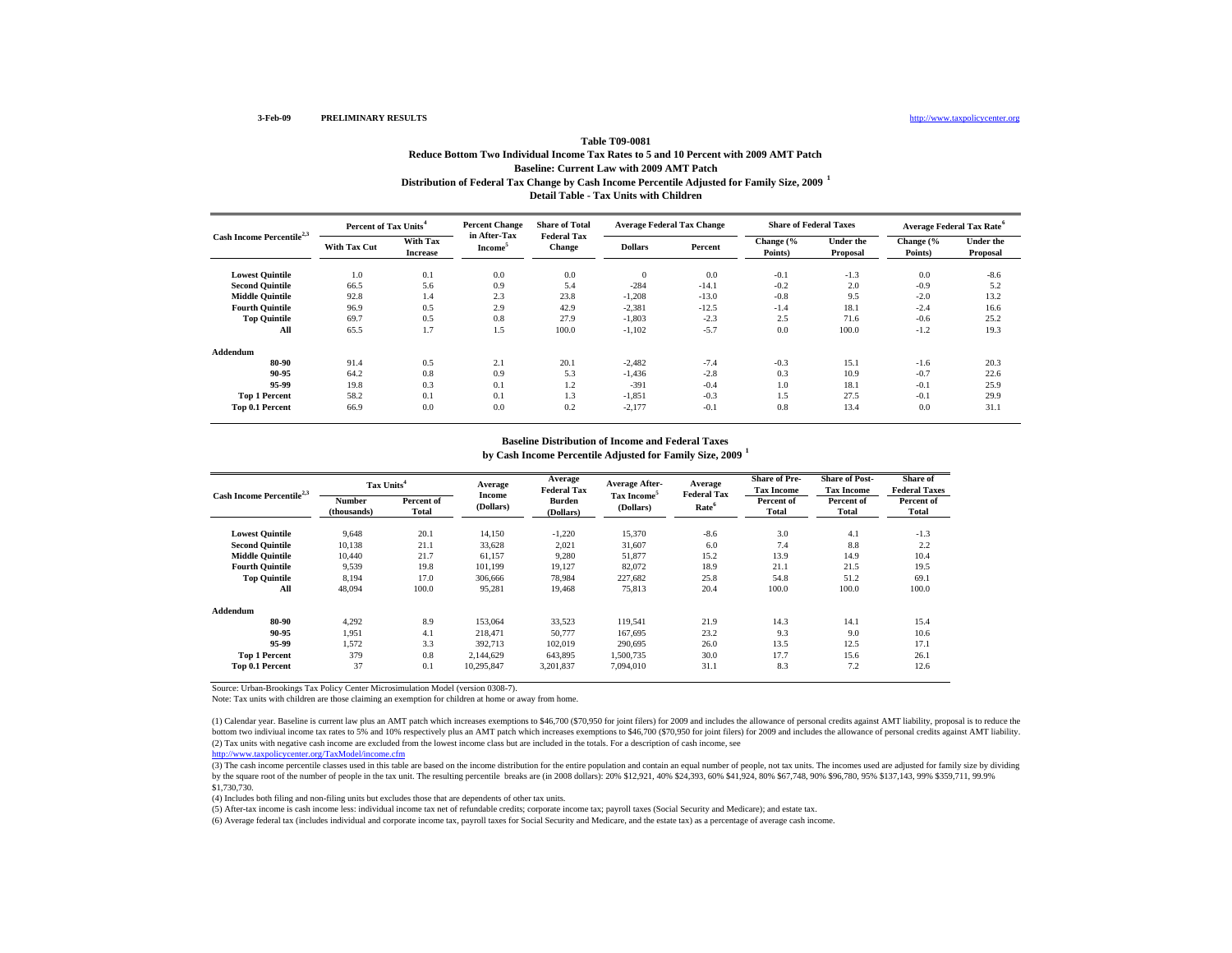3-Feb-09 PRELIMINARY RESULTS http://www.taxpolicycenter.org

**Table T09-0081**
**Reduce Bottom Two Individual Income Tax Rates to 5 and 10 Percent with 2009 AMT Patch**
**Baseline: Current Law with 2009 AMT Patch**
**Distribution of Federal Tax Change by Cash Income Percentile Adjusted for Family Size, 2009 [1]**
**Detail Table - Tax Units with Children**

| Cash Income Percentile[2,3] | Percent of Tax Units[4] | | Percent Change in After-Tax Income[5] | Share of Total Federal Tax Change | Average Federal Tax Change | | Share of Federal Taxes | | Average Federal Tax Rate[6] | |
|---|---|---|---|---|---|---|---|---|---|---|
| | With Tax Cut | With Tax Increase | | | Dollars | Percent | Change (% Points) | Under the Proposal | Change (% Points) | Under the Proposal |
| Lowest Quintile | 1.0 | 0.1 | 0.0 | 0.0 | 0 | 0.0 | -0.1 | -1.3 | 0.0 | -8.6 |
| Second Quintile | 66.5 | 5.6 | 0.9 | 5.4 | -284 | -14.1 | -0.2 | 2.0 | -0.9 | 5.2 |
| Middle Quintile | 92.8 | 1.4 | 2.3 | 23.8 | -1,208 | -13.0 | -0.8 | 9.5 | -2.0 | 13.2 |
| Fourth Quintile | 96.9 | 0.5 | 2.9 | 42.9 | -2,381 | -12.5 | -1.4 | 18.1 | -2.4 | 16.6 |
| Top Quintile | 69.7 | 0.5 | 0.8 | 27.9 | -1,803 | -2.3 | 2.5 | 71.6 | -0.6 | 25.2 |
| All | 65.5 | 1.7 | 1.5 | 100.0 | -1,102 | -5.7 | 0.0 | 100.0 | -1.2 | 19.3 |
| **Addendum** | | | | | | | | | | |
| 80-90 | 91.4 | 0.5 | 2.1 | 20.1 | -2,482 | -7.4 | -0.3 | 15.1 | -1.6 | 20.3 |
| 90-95 | 64.2 | 0.8 | 0.9 | 5.3 | -1,436 | -2.8 | 0.3 | 10.9 | -0.7 | 22.6 |
| 95-99 | 19.8 | 0.3 | 0.1 | 1.2 | -391 | -0.4 | 1.0 | 18.1 | -0.1 | 25.9 |
| Top 1 Percent | 58.2 | 0.1 | 0.1 | 1.3 | -1,851 | -0.3 | 1.5 | 27.5 | -0.1 | 29.9 |
| Top 0.1 Percent | 66.9 | 0.0 | 0.0 | 0.2 | -2,177 | -0.1 | 0.8 | 13.4 | 0.0 | 31.1 |

**Baseline Distribution of Income and Federal Taxes**
**by Cash Income Percentile Adjusted for Family Size, 2009 [1]**

| Cash Income Percentile[2,3] | Tax Units[4] | | Average Income (Dollars) | Average Federal Tax Burden (Dollars) | Average After-Tax Income[5] (Dollars) | Average Federal Tax Rate[6] | Share of Pre-Tax Income | Share of Post-Tax Income | Share of Federal Taxes |
|---|---|---|---|---|---|---|---|---|---|
| | Number (thousands) | Percent of Total | | | | | Percent of Total | Percent of Total | Percent of Total |
| Lowest Quintile | 9,648 | 20.1 | 14,150 | -1,220 | 15,370 | -8.6 | 3.0 | 4.1 | -1.3 |
| Second Quintile | 10,138 | 21.1 | 33,628 | 2,021 | 31,607 | 6.0 | 7.4 | 8.8 | 2.2 |
| Middle Quintile | 10,440 | 21.7 | 61,157 | 9,280 | 51,877 | 15.2 | 13.9 | 14.9 | 10.4 |
| Fourth Quintile | 9,539 | 19.8 | 101,199 | 19,127 | 82,072 | 18.9 | 21.1 | 21.5 | 19.5 |
| Top Quintile | 8,194 | 17.0 | 306,666 | 78,984 | 227,682 | 25.8 | 54.8 | 51.2 | 69.1 |
| All | 48,094 | 100.0 | 95,281 | 19,468 | 75,813 | 20.4 | 100.0 | 100.0 | 100.0 |
| **Addendum** | | | | | | | | | |
| 80-90 | 4,292 | 8.9 | 153,064 | 33,523 | 119,541 | 21.9 | 14.3 | 14.1 | 15.4 |
| 90-95 | 1,951 | 4.1 | 218,471 | 50,777 | 167,695 | 23.2 | 9.3 | 9.0 | 10.6 |
| 95-99 | 1,572 | 3.3 | 392,713 | 102,019 | 290,695 | 26.0 | 13.5 | 12.5 | 17.1 |
| Top 1 Percent | 379 | 0.8 | 2,144,629 | 643,895 | 1,500,735 | 30.0 | 17.7 | 15.6 | 26.1 |
| Top 0.1 Percent | 37 | 0.1 | 10,295,847 | 3,201,837 | 7,094,010 | 31.1 | 8.3 | 7.2 | 12.6 |

Source: Urban-Brookings Tax Policy Center Microsimulation Model (version 0308-7).

Note: Tax units with children are those claiming an exemption for children at home or away from home.

(1) Calendar year. Baseline is current law plus an AMT patch which increases exemptions to $46,700 ($70,950 for joint filers) for 2009 and includes the allowance of personal credits against AMT liability, proposal is to reduce the bottom two indiviual income tax rates to 5% and 10% respectively plus an AMT patch which increases exemptions to $46,700 ($70,950 for joint filers) for 2009 and includes the allowance of personal credits against AMT liability.

(2) Tax units with negative cash income are excluded from the lowest income class but are included in the totals. For a description of cash income, see http://www.taxpolicycenter.org/TaxModel/income.cfm

(3) The cash income percentile classes used in this table are based on the income distribution for the entire population and contain an equal number of people, not tax units. The incomes used are adjusted for family size by dividing by the square root of the number of people in the tax unit. The resulting percentile breaks are (in 2008 dollars): 20% $12,921, 40% $24,393, 60% $41,924, 80% $67,748, 90% $96,780, 95% $137,143, 99% $359,711, 99.9% $1,730,730.

(4) Includes both filing and non-filing units but excludes those that are dependents of other tax units.

(5) After-tax income is cash income less: individual income tax net of refundable credits; corporate income tax; payroll taxes (Social Security and Medicare); and estate tax.

(6) Average federal tax (includes individual and corporate income tax, payroll taxes for Social Security and Medicare, and the estate tax) as a percentage of average cash income.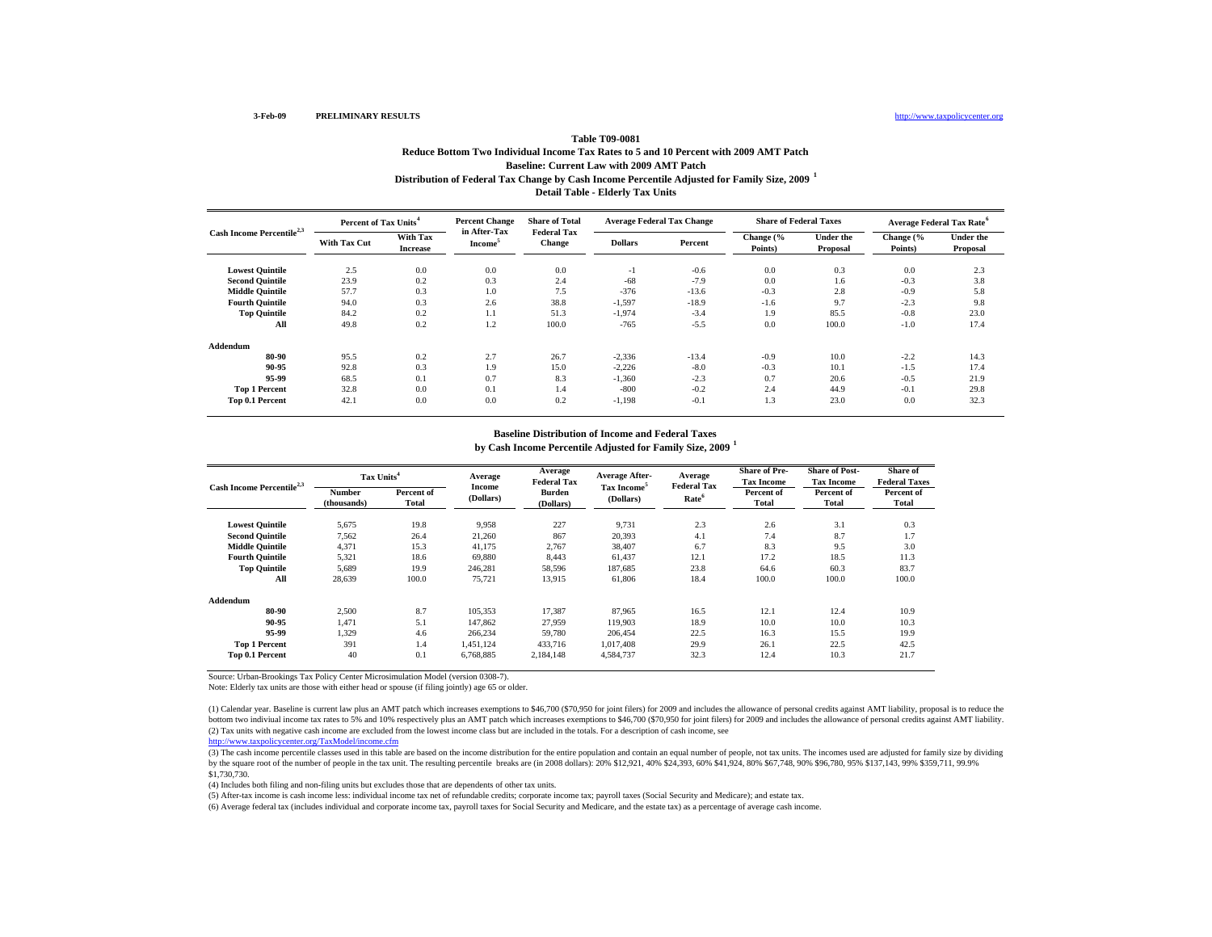3-Feb-09 PRELIMINARY RESULTS http://www.taxpolicycenter.org

**Table T09-0081**

**Reduce Bottom Two Individual Income Tax Rates to 5 and 10 Percent with 2009 AMT Patch**

**Baseline: Current Law with 2009 AMT Patch**

**Distribution of Federal Tax Change by Cash Income Percentile Adjusted for Family Size, 2009 [1]**

**Detail Table - Elderly Tax Units**

| Cash Income Percentile[2,3] | Percent of Tax Units[4] | | Percent Change in After-Tax Income[5] | Share of Total Federal Tax Change | Average Federal Tax Change | | Share of Federal Taxes | | Average Federal Tax Rate[6] | |
|---|---|---|---|---|---|---|---|---|---|---|
| | With Tax Cut | With Tax Increase | | | Dollars | Percent | Change (% Points) | Under the Proposal | Change (% Points) | Under the Proposal |
| Lowest Quintile | 2.5 | 0.0 | 0.0 | 0.0 | -1 | -0.6 | 0.0 | 0.3 | 0.0 | 2.3 |
| Second Quintile | 23.9 | 0.2 | 0.3 | 2.4 | -68 | -7.9 | 0.0 | 1.6 | -0.3 | 3.8 |
| Middle Quintile | 57.7 | 0.3 | 1.0 | 7.5 | -376 | -13.6 | -0.3 | 2.8 | -0.9 | 5.8 |
| Fourth Quintile | 94.0 | 0.3 | 2.6 | 38.8 | -1,597 | -18.9 | -1.6 | 9.7 | -2.3 | 9.8 |
| Top Quintile | 84.2 | 0.2 | 1.1 | 51.3 | -1,974 | -3.4 | 1.9 | 85.5 | -0.8 | 23.0 |
| All | 49.8 | 0.2 | 1.2 | 100.0 | -765 | -5.5 | 0.0 | 100.0 | -1.0 | 17.4 |
| **Addendum** | | | | | | | | | | |
| 80-90 | 95.5 | 0.2 | 2.7 | 26.7 | -2,336 | -13.4 | -0.9 | 10.0 | -2.2 | 14.3 |
| 90-95 | 92.8 | 0.3 | 1.9 | 15.0 | -2,226 | -8.0 | -0.3 | 10.1 | -1.5 | 17.4 |
| 95-99 | 68.5 | 0.1 | 0.7 | 8.3 | -1,360 | -2.3 | 0.7 | 20.6 | -0.5 | 21.9 |
| Top 1 Percent | 32.8 | 0.0 | 0.1 | 1.4 | -800 | -0.2 | 2.4 | 44.9 | -0.1 | 29.8 |
| Top 0.1 Percent | 42.1 | 0.0 | 0.0 | 0.2 | -1,198 | -0.1 | 1.3 | 23.0 | 0.0 | 32.3 |

**Baseline Distribution of Income and Federal Taxes**

**by Cash Income Percentile Adjusted for Family Size, 2009 [1]**

| Cash Income Percentile[2,3] | Tax Units[4] | | Average Income (Dollars) | Average Federal Tax Burden (Dollars) | Average After-Tax Income[5] (Dollars) | Average Federal Tax Rate[6] | Share of Pre-Tax Income | Share of Post-Tax Income | Share of Federal Taxes |
|---|---|---|---|---|---|---|---|---|---|
| | Number (thousands) | Percent of Total | | | | | Percent of Total | Percent of Total | Percent of Total |
| Lowest Quintile | 5,675 | 19.8 | 9,958 | 227 | 9,731 | 2.3 | 2.6 | 3.1 | 0.3 |
| Second Quintile | 7,562 | 26.4 | 21,260 | 867 | 20,393 | 4.1 | 7.4 | 8.7 | 1.7 |
| Middle Quintile | 4,371 | 15.3 | 41,175 | 2,767 | 38,407 | 6.7 | 8.3 | 9.5 | 3.0 |
| Fourth Quintile | 5,321 | 18.6 | 69,880 | 8,443 | 61,437 | 12.1 | 17.2 | 18.5 | 11.3 |
| Top Quintile | 5,689 | 19.9 | 246,281 | 58,596 | 187,685 | 23.8 | 64.6 | 60.3 | 83.7 |
| All | 28,639 | 100.0 | 75,721 | 13,915 | 61,806 | 18.4 | 100.0 | 100.0 | 100.0 |
| **Addendum** | | | | | | | | | |
| 80-90 | 2,500 | 8.7 | 105,353 | 17,387 | 87,965 | 16.5 | 12.1 | 12.4 | 10.9 |
| 90-95 | 1,471 | 5.1 | 147,862 | 27,959 | 119,903 | 18.9 | 10.0 | 10.0 | 10.3 |
| 95-99 | 1,329 | 4.6 | 266,234 | 59,780 | 206,454 | 22.5 | 16.3 | 15.5 | 19.9 |
| Top 1 Percent | 391 | 1.4 | 1,451,124 | 433,716 | 1,017,408 | 29.9 | 26.1 | 22.5 | 42.5 |
| Top 0.1 Percent | 40 | 0.1 | 6,768,885 | 2,184,148 | 4,584,737 | 32.3 | 12.4 | 10.3 | 21.7 |

Source: Urban-Brookings Tax Policy Center Microsimulation Model (version 0308-7).

Note: Elderly tax units are those with either head or spouse (if filing jointly) age 65 or older.

(1) Calendar year. Baseline is current law plus an AMT patch which increases exemptions to $46,700 ($70,950 for joint filers) for 2009 and includes the allowance of personal credits against AMT liability, proposal is to reduce the bottom two indiviual income tax rates to 5% and 10% respectively plus an AMT patch which increases exemptions to $46,700 ($70,950 for joint filers) for 2009 and includes the allowance of personal credits against AMT liability.

(2) Tax units with negative cash income are excluded from the lowest income class but are included in the totals. For a description of cash income, see http://www.taxpolicycenter.org/TaxModel/income.cfm

(3) The cash income percentile classes used in this table are based on the income distribution for the entire population and contain an equal number of people, not tax units. The incomes used are adjusted for family size by dividing by the square root of the number of people in the tax unit. The resulting percentile breaks are (in 2008 dollars): 20% $12,921, 40% $24,393, 60% $41,924, 80% $67,748, 90% $96,780, 95% $137,143, 99% $359,711, 99.9% $1,730,730.

(4) Includes both filing and non-filing units but excludes those that are dependents of other tax units.

(5) After-tax income is cash income less: individual income tax net of refundable credits; corporate income tax; payroll taxes (Social Security and Medicare); and estate tax.

(6) Average federal tax (includes individual and corporate income tax, payroll taxes for Social Security and Medicare, and the estate tax) as a percentage of average cash income.